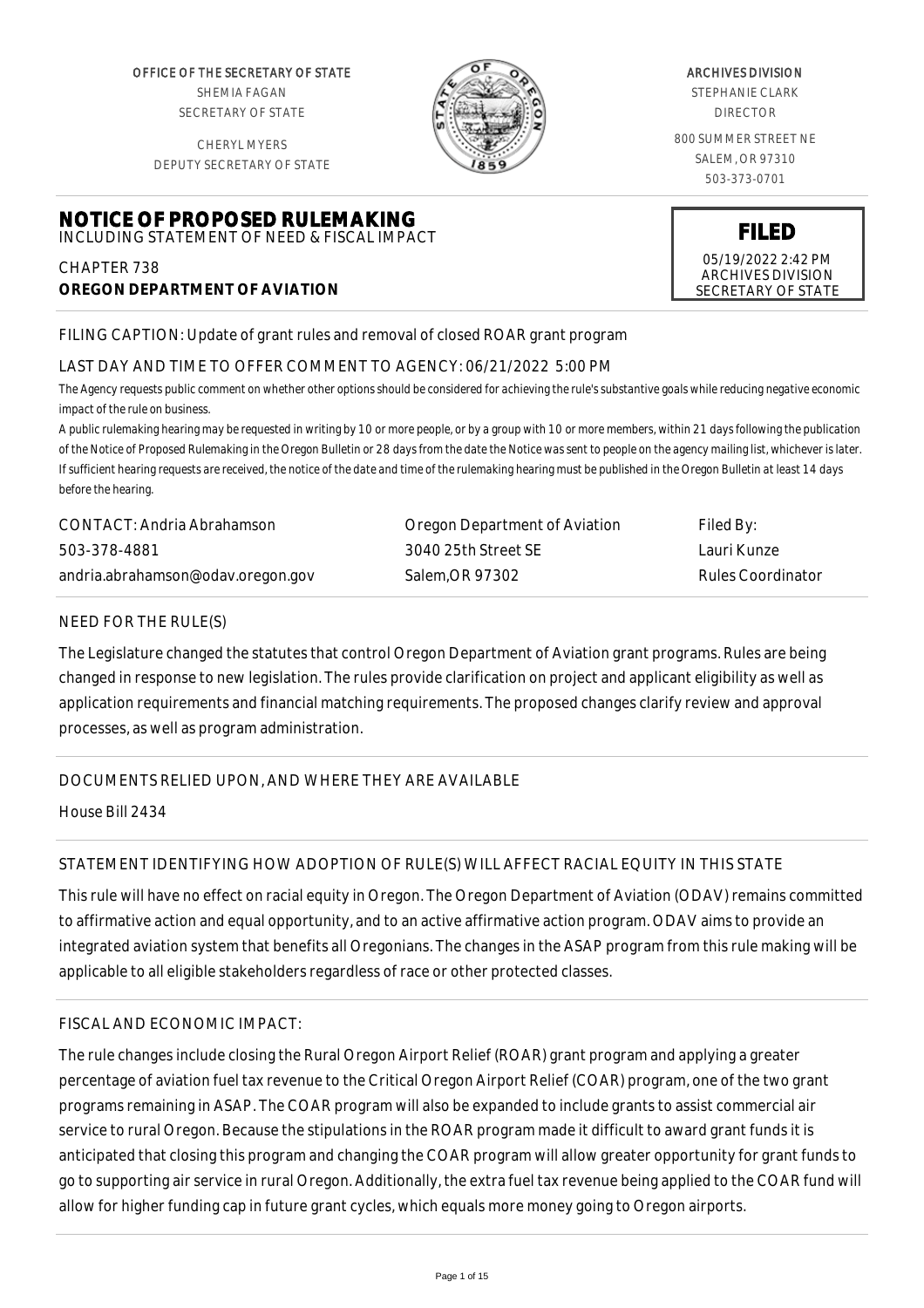OFFICE OF THE SECRETARY OF STATE
SHEMIA FAGAN
SECRETARY OF STATE

CHERYL MYERS
DEPUTY SECRETARY OF STATE

ARCHIVES DIVISION
STEPHANIE CLARK
DIRECTOR

800 SUMMER STREET NE
SALEM, OR 97310
503-373-0701

# NOTICE OF PROPOSED RULEMAKING

INCLUDING STATEMENT OF NEED & FISCAL IMPACT

CHAPTER 738
**OREGON DEPARTMENT OF AVIATION**

**FILED**
05/19/2022 2:42 PM
ARCHIVES DIVISION
SECRETARY OF STATE

FILING CAPTION: Update of grant rules and removal of closed ROAR grant program

LAST DAY AND TIME TO OFFER COMMENT TO AGENCY: 06/21/2022 5:00 PM

*The Agency requests public comment on whether other options should be considered for achieving the rule's substantive goals while reducing negative economic impact of the rule on business.*

*A public rulemaking hearing may be requested in writing by 10 or more people, or by a group with 10 or more members, within 21 days following the publication of the Notice of Proposed Rulemaking in the Oregon Bulletin or 28 days from the date the Notice was sent to people on the agency mailing list, whichever is later. If sufficient hearing requests are received, the notice of the date and time of the rulemaking hearing must be published in the Oregon Bulletin at least 14 days before the hearing.*

| CONTACT: Andria Abrahamson | Oregon Department of Aviation | Filed By: |
|---|---|---|
| 503-378-4881 | 3040 25th Street SE | Lauri Kunze |
| andria.abrahamson@odav.oregon.gov | Salem,OR 97302 | Rules Coordinator |

## NEED FOR THE RULE(S)

The Legislature changed the statutes that control Oregon Department of Aviation grant programs. Rules are being changed in response to new legislation. The rules provide clarification on project and applicant eligibility as well as application requirements and financial matching requirements. The proposed changes clarify review and approval processes, as well as program administration.

## DOCUMENTS RELIED UPON, AND WHERE THEY ARE AVAILABLE

House Bill 2434

## STATEMENT IDENTIFYING HOW ADOPTION OF RULE(S) WILL AFFECT RACIAL EQUITY IN THIS STATE

This rule will have no effect on racial equity in Oregon. The Oregon Department of Aviation (ODAV) remains committed to affirmative action and equal opportunity, and to an active affirmative action program. ODAV aims to provide an integrated aviation system that benefits all Oregonians. The changes in the ASAP program from this rule making will be applicable to all eligible stakeholders regardless of race or other protected classes.

## FISCAL AND ECONOMIC IMPACT:

The rule changes include closing the Rural Oregon Airport Relief (ROAR) grant program and applying a greater percentage of aviation fuel tax revenue to the Critical Oregon Airport Relief (COAR) program, one of the two grant programs remaining in ASAP. The COAR program will also be expanded to include grants to assist commercial air service to rural Oregon. Because the stipulations in the ROAR program made it difficult to award grant funds it is anticipated that closing this program and changing the COAR program will allow greater opportunity for grant funds to go to supporting air service in rural Oregon. Additionally, the extra fuel tax revenue being applied to the COAR fund will allow for higher funding cap in future grant cycles, which equals more money going to Oregon airports.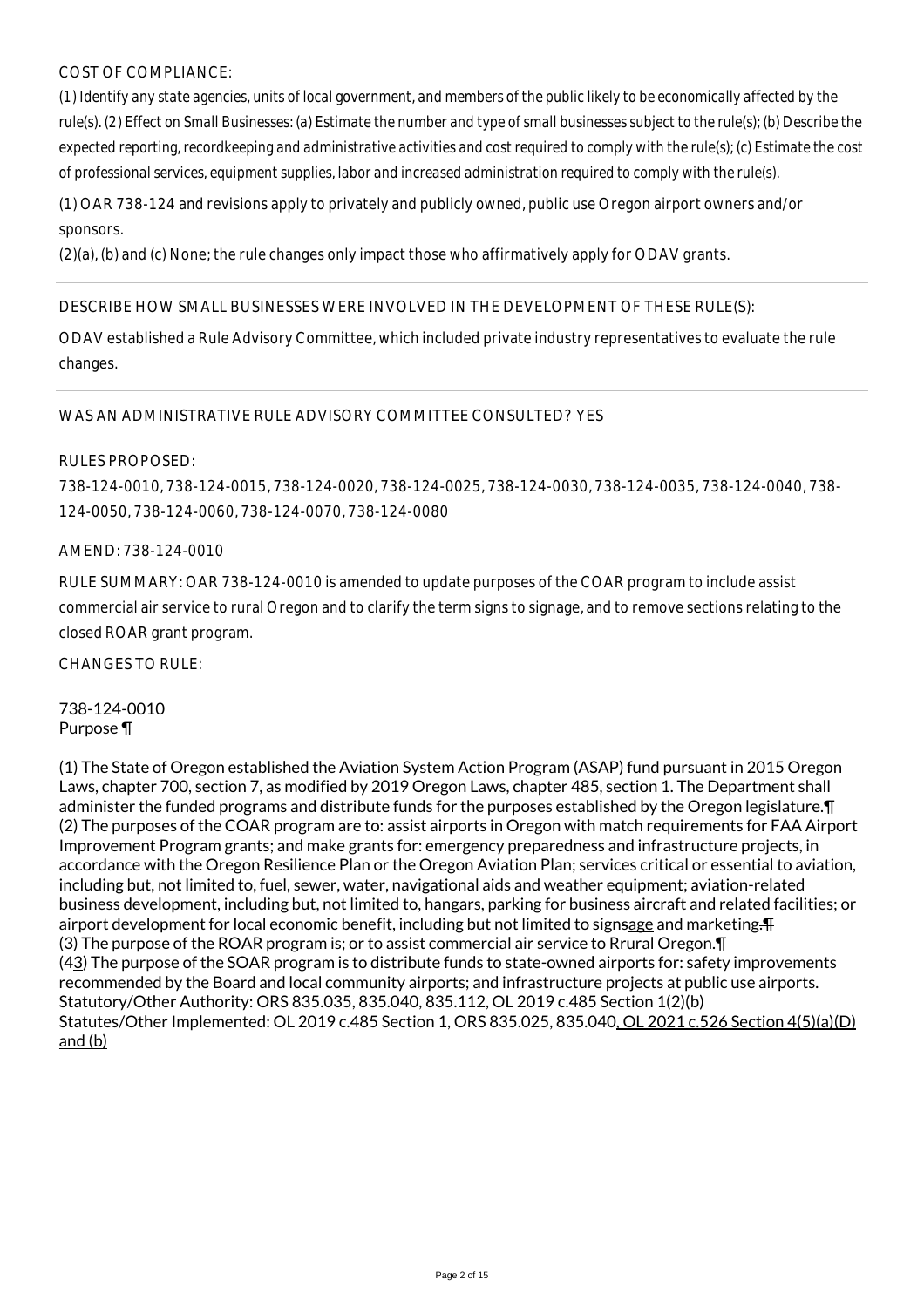COST OF COMPLIANCE:

*(1) Identify any state agencies, units of local government, and members of the public likely to be economically affected by the rule(s). (2) Effect on Small Businesses: (a) Estimate the number and type of small businesses subject to the rule(s); (b) Describe the expected reporting, recordkeeping and administrative activities and cost required to comply with the rule(s); (c) Estimate the cost of professional services, equipment supplies, labor and increased administration required to comply with the rule(s).*

(1) OAR 738-124 and revisions apply to privately and publicly owned, public use Oregon airport owners and/or sponsors.

(2)(a), (b) and (c) None; the rule changes only impact those who affirmatively apply for ODAV grants.

---

DESCRIBE HOW SMALL BUSINESSES WERE INVOLVED IN THE DEVELOPMENT OF THESE RULE(S):

ODAV established a Rule Advisory Committee, which included private industry representatives to evaluate the rule changes.

---

WAS AN ADMINISTRATIVE RULE ADVISORY COMMITTEE CONSULTED? YES

---

RULES PROPOSED:

738-124-0010, 738-124-0015, 738-124-0020, 738-124-0025, 738-124-0030, 738-124-0035, 738-124-0040, 738-124-0050, 738-124-0060, 738-124-0070, 738-124-0080

AMEND: 738-124-0010

RULE SUMMARY: OAR 738-124-0010 is amended to update purposes of the COAR program to include assist commercial air service to rural Oregon and to clarify the term signs to signage, and to remove sections relating to the closed ROAR grant program.

CHANGES TO RULE:

738-124-0010
Purpose ¶

(1) The State of Oregon established the Aviation System Action Program (ASAP) fund pursuant in 2015 Oregon Laws, chapter 700, section 7, as modified by 2019 Oregon Laws, chapter 485, section 1. The Department shall administer the funded programs and distribute funds for the purposes established by the Oregon legislature.¶
(2) The purposes of the COAR program are to: assist airports in Oregon with match requirements for FAA Airport Improvement Program grants; and make grants for: emergency preparedness and infrastructure projects, in accordance with the Oregon Resilience Plan or the Oregon Aviation Plan; services critical or essential to aviation, including but, not limited to, fuel, sewer, water, navigational aids and weather equipment; aviation-related business development, including but, not limited to, hangars, parking for business aircraft and related facilities; or airport development for local economic benefit, including but not limited to sign~~s~~age and marketing~~.¶~~
~~(3) The purpose of the ROAR program is~~; or to assist commercial air service to ~~R~~rural Oregon.¶
(~~4~~3) The purpose of the SOAR program is to distribute funds to state-owned airports for: safety improvements recommended by the Board and local community airports; and infrastructure projects at public use airports.
Statutory/Other Authority: ORS 835.035, 835.040, 835.112, OL 2019 c.485 Section 1(2)(b)
Statutes/Other Implemented: OL 2019 c.485 Section 1, ORS 835.025, 835.040, OL 2021 c.526 Section 4(5)(a)(D) and (b)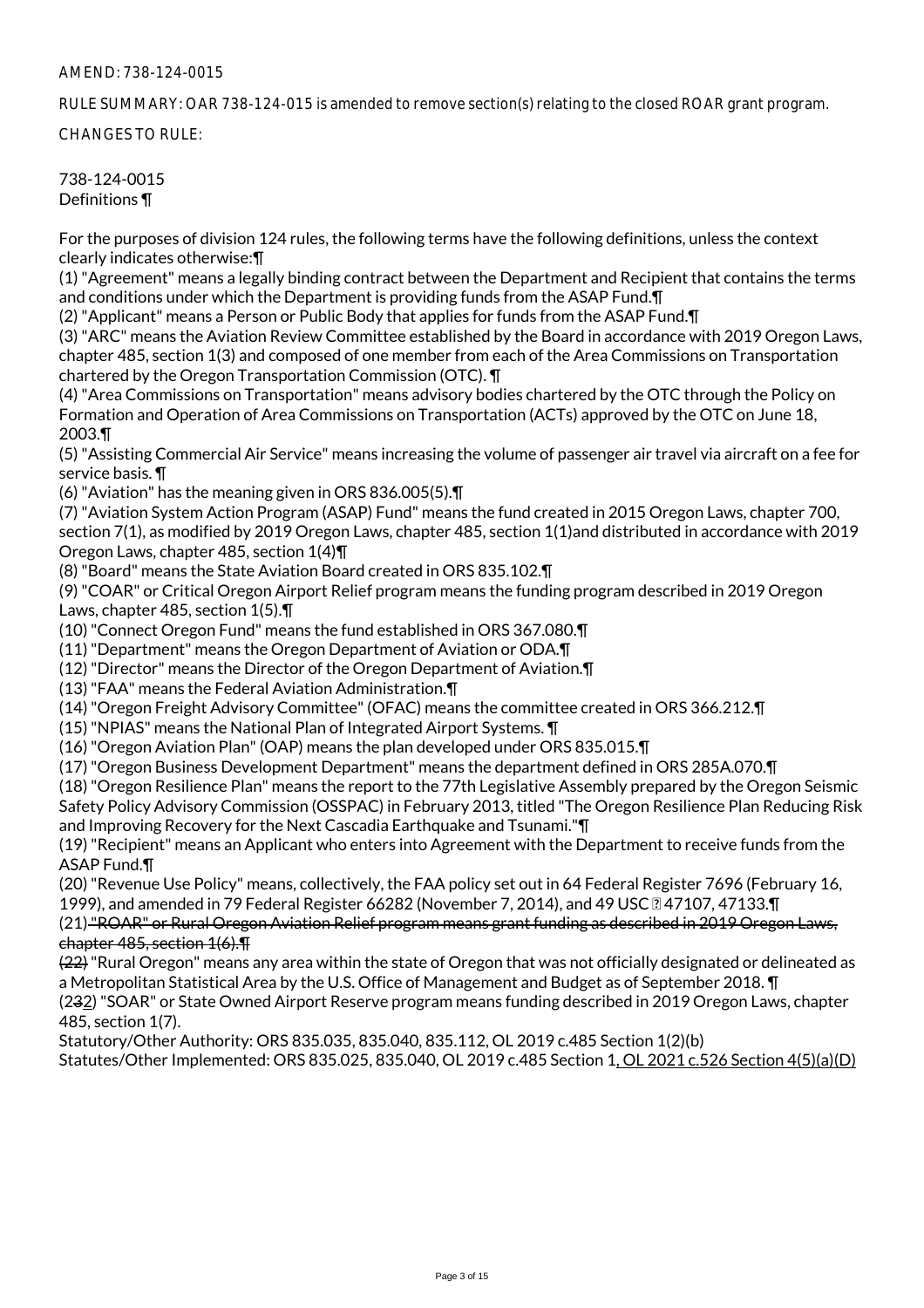AMEND: 738-124-0015

RULE SUMMARY: OAR 738-124-015 is amended to remove section(s) relating to the closed ROAR grant program.

CHANGES TO RULE:

738-124-0015
Definitions ¶

For the purposes of division 124 rules, the following terms have the following definitions, unless the context clearly indicates otherwise:¶
(1) "Agreement" means a legally binding contract between the Department and Recipient that contains the terms and conditions under which the Department is providing funds from the ASAP Fund.¶
(2) "Applicant" means a Person or Public Body that applies for funds from the ASAP Fund.¶
(3) "ARC" means the Aviation Review Committee established by the Board in accordance with 2019 Oregon Laws, chapter 485, section 1(3) and composed of one member from each of the Area Commissions on Transportation chartered by the Oregon Transportation Commission (OTC). ¶
(4) "Area Commissions on Transportation" means advisory bodies chartered by the OTC through the Policy on Formation and Operation of Area Commissions on Transportation (ACTs) approved by the OTC on June 18, 2003.¶
(5) "Assisting Commercial Air Service" means increasing the volume of passenger air travel via aircraft on a fee for service basis. ¶
(6) "Aviation" has the meaning given in ORS 836.005(5).¶
(7) "Aviation System Action Program (ASAP) Fund" means the fund created in 2015 Oregon Laws, chapter 700, section 7(1), as modified by 2019 Oregon Laws, chapter 485, section 1(1)and distributed in accordance with 2019 Oregon Laws, chapter 485, section 1(4)¶
(8) "Board" means the State Aviation Board created in ORS 835.102.¶
(9) "COAR" or Critical Oregon Airport Relief program means the funding program described in 2019 Oregon Laws, chapter 485, section 1(5).¶
(10) "Connect Oregon Fund" means the fund established in ORS 367.080.¶
(11) "Department" means the Oregon Department of Aviation or ODA.¶
(12) "Director" means the Director of the Oregon Department of Aviation.¶
(13) "FAA" means the Federal Aviation Administration.¶
(14) "Oregon Freight Advisory Committee" (OFAC) means the committee created in ORS 366.212.¶
(15) "NPIAS" means the National Plan of Integrated Airport Systems. ¶
(16) "Oregon Aviation Plan" (OAP) means the plan developed under ORS 835.015.¶
(17) "Oregon Business Development Department" means the department defined in ORS 285A.070.¶
(18) "Oregon Resilience Plan" means the report to the 77th Legislative Assembly prepared by the Oregon Seismic Safety Policy Advisory Commission (OSSPAC) in February 2013, titled "The Oregon Resilience Plan Reducing Risk and Improving Recovery for the Next Cascadia Earthquake and Tsunami."¶
(19) "Recipient" means an Applicant who enters into Agreement with the Department to receive funds from the ASAP Fund.¶
(20) "Revenue Use Policy" means, collectively, the FAA policy set out in 64 Federal Register 7696 (February 16, 1999), and amended in 79 Federal Register 66282 (November 7, 2014), and 49 USC § 47107, 47133.¶
(21) ~~"ROAR" or Rural Oregon Aviation Relief program means grant funding as described in 2019 Oregon Laws, chapter 485, section 1(6).¶~~
~~(22)~~ "Rural Oregon" means any area within the state of Oregon that was not officially designated or delineated as a Metropolitan Statistical Area by the U.S. Office of Management and Budget as of September 2018. ¶
(2~~3~~2) "SOAR" or State Owned Airport Reserve program means funding described in 2019 Oregon Laws, chapter 485, section 1(7).
Statutory/Other Authority: ORS 835.035, 835.040, 835.112, OL 2019 c.485 Section 1(2)(b)
Statutes/Other Implemented: ORS 835.025, 835.040, OL 2019 c.485 Section 1, OL 2021 c.526 Section 4(5)(a)(D)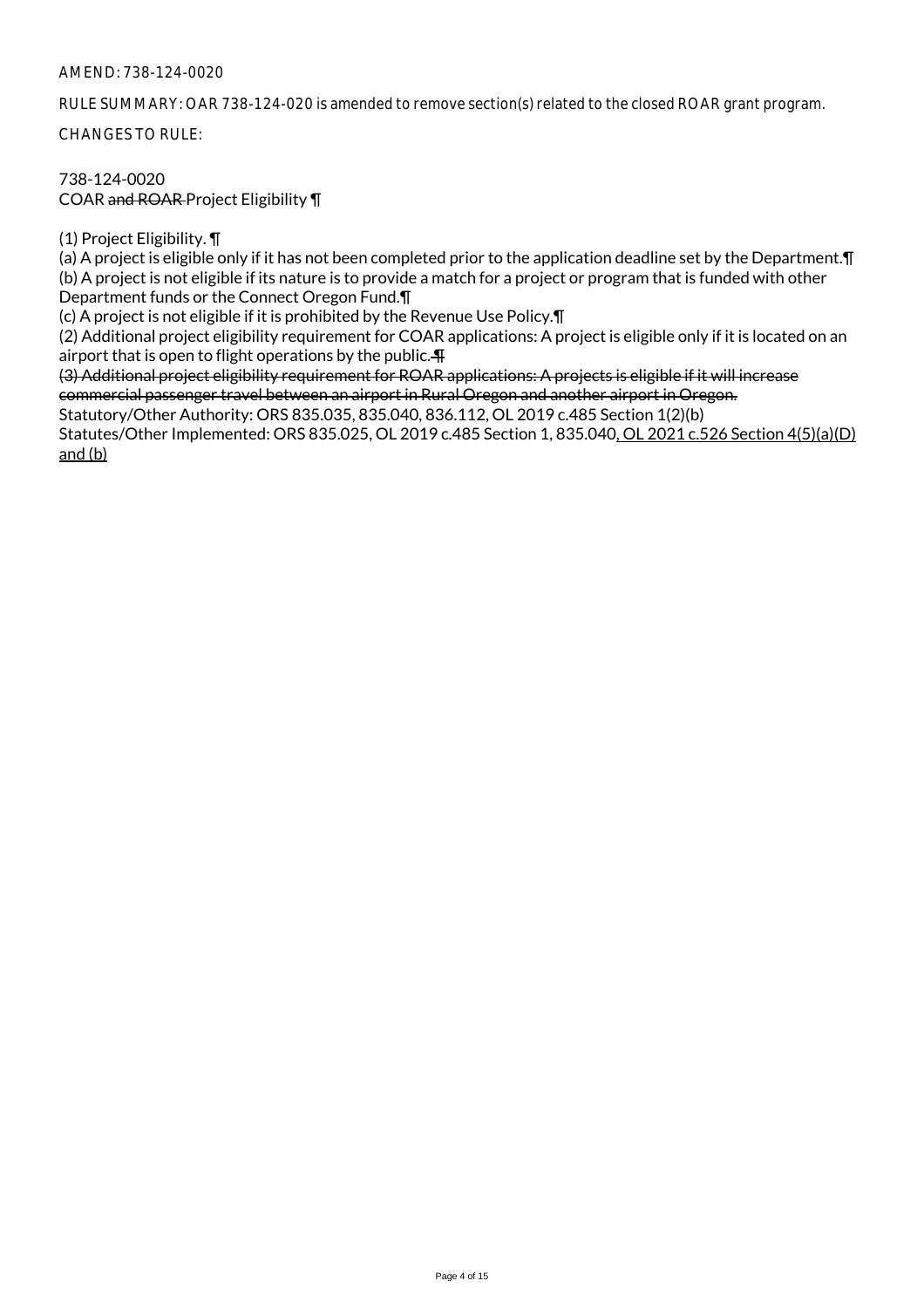AMEND: 738-124-0020

RULE SUMMARY: OAR 738-124-020 is amended to remove section(s) related to the closed ROAR grant program.

CHANGES TO RULE:

738-124-0020
COAR ~~and ROAR~~ Project Eligibility ¶

(1) Project Eligibility. ¶
(a) A project is eligible only if it has not been completed prior to the application deadline set by the Department.¶
(b) A project is not eligible if its nature is to provide a match for a project or program that is funded with other Department funds or the Connect Oregon Fund.¶
(c) A project is not eligible if it is prohibited by the Revenue Use Policy.¶
(2) Additional project eligibility requirement for COAR applications: A project is eligible only if it is located on an airport that is open to flight operations by the public.~~¶~~
~~(3) Additional project eligibility requirement for ROAR applications: A projects is eligible if it will increase commercial passenger travel between an airport in Rural Oregon and another airport in Oregon.~~
Statutory/Other Authority: ORS 835.035, 835.040, 836.112, OL 2019 c.485 Section 1(2)(b)
Statutes/Other Implemented: ORS 835.025, OL 2019 c.485 Section 1, 835.040, OL 2021 c.526 Section 4(5)(a)(D) and (b)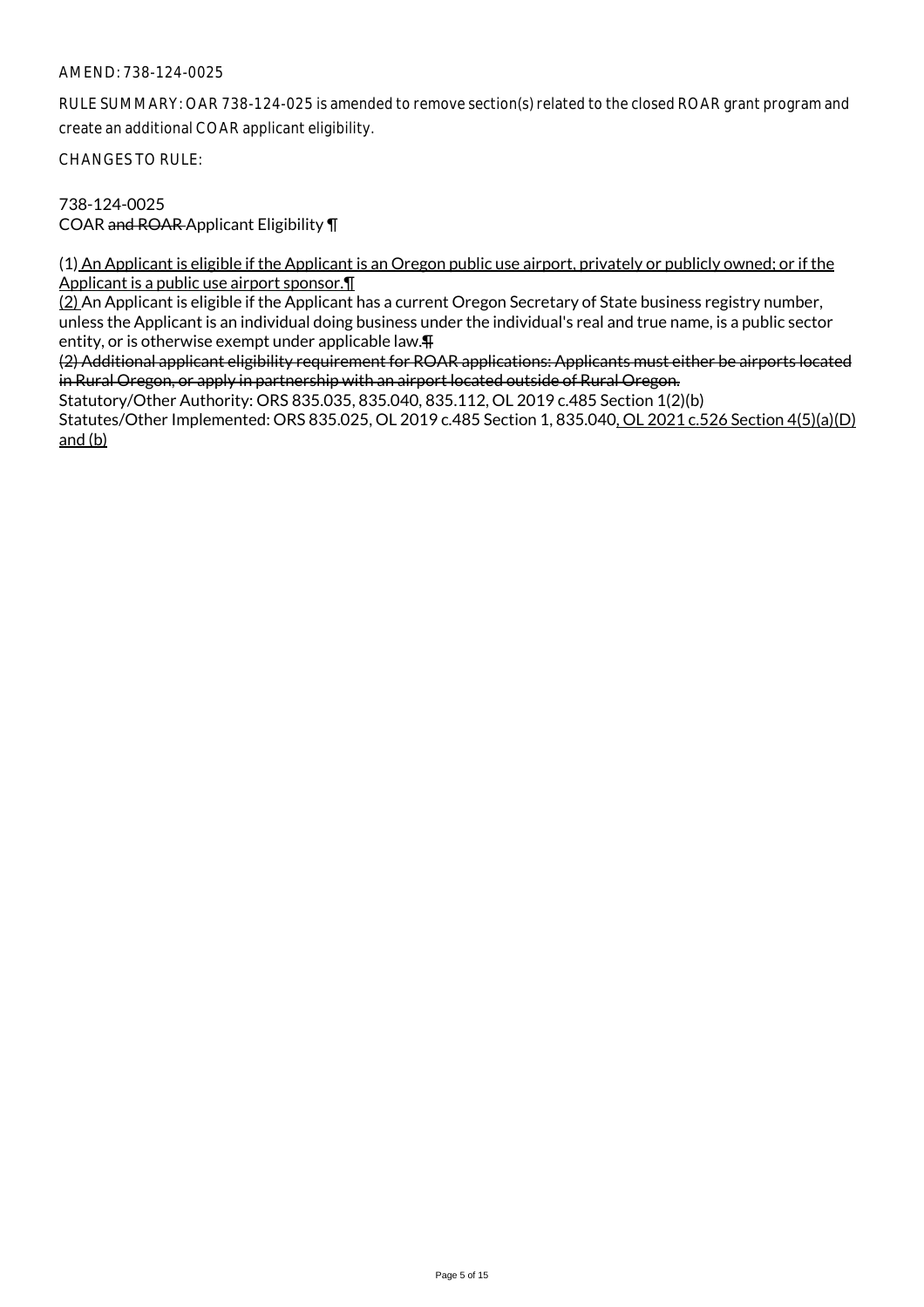AMEND: 738-124-0025

RULE SUMMARY: OAR 738-124-025 is amended to remove section(s) related to the closed ROAR grant program and create an additional COAR applicant eligibility.

CHANGES TO RULE:

738-124-0025
COAR ~~and ROAR~~ Applicant Eligibility ¶

(1) <u>An Applicant is eligible if the Applicant is an Oregon public use airport, privately or publicly owned; or if the Applicant is a public use airport sponsor.¶</u>
<u>(2)</u> An Applicant is eligible if the Applicant has a current Oregon Secretary of State business registry number, unless the Applicant is an individual doing business under the individual's real and true name, is a public sector entity, or is otherwise exempt under applicable law.~~¶~~
~~(2) Additional applicant eligibility requirement for ROAR applications: Applicants must either be airports located in Rural Oregon, or apply in partnership with an airport located outside of Rural Oregon.~~
Statutory/Other Authority: ORS 835.035, 835.040, 835.112, OL 2019 c.485 Section 1(2)(b)
Statutes/Other Implemented: ORS 835.025, OL 2019 c.485 Section 1, 835.040<u>, OL 2021 c.526 Section 4(5)(a)(D) and (b)</u>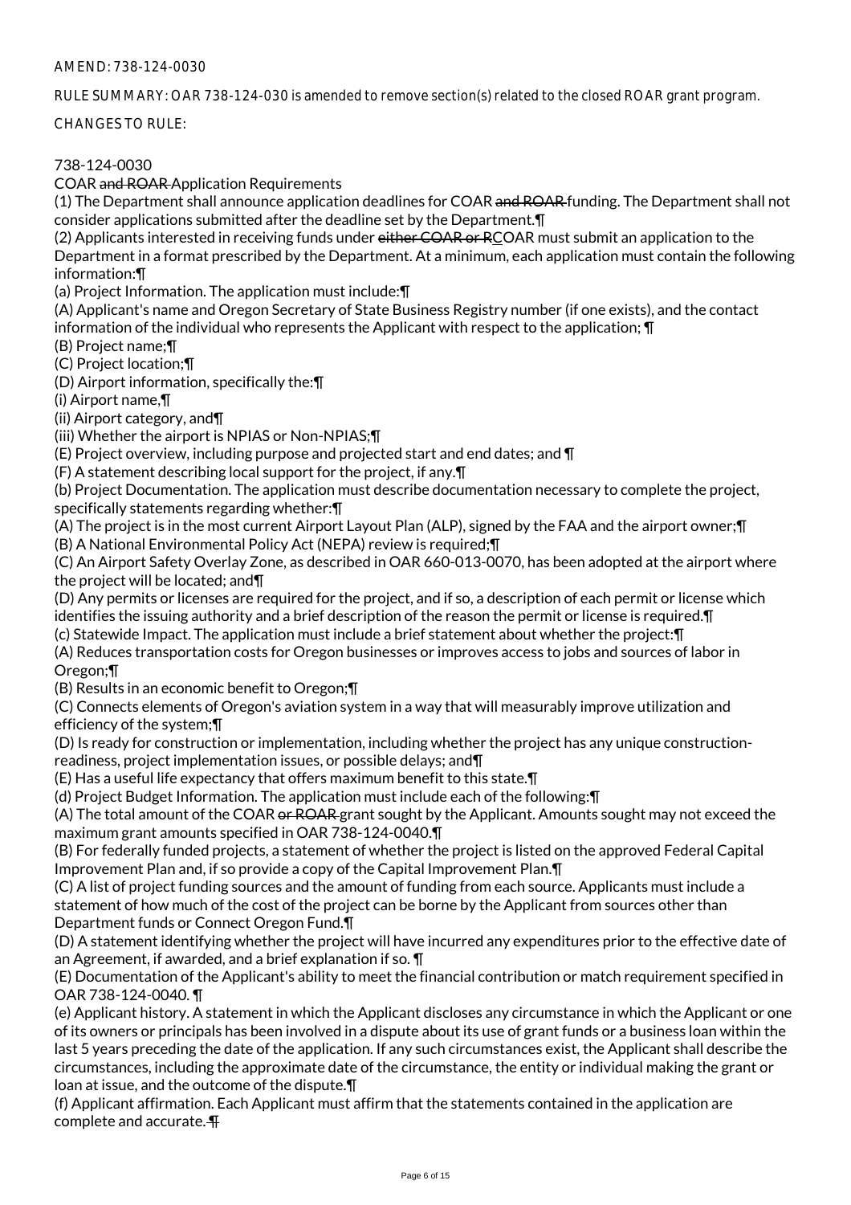AMEND: 738-124-0030

RULE SUMMARY: OAR 738-124-030 is amended to remove section(s) related to the closed ROAR grant program.

CHANGES TO RULE:

738-124-0030
COAR ~~and ROAR~~ Application Requirements

(1) The Department shall announce application deadlines for COAR ~~and ROAR~~ funding. The Department shall not consider applications submitted after the deadline set by the Department.¶

(2) Applicants interested in receiving funds under ~~either COAR or R~~COAR must submit an application to the Department in a format prescribed by the Department. At a minimum, each application must contain the following information:¶

(a) Project Information. The application must include:¶

(A) Applicant's name and Oregon Secretary of State Business Registry number (if one exists), and the contact information of the individual who represents the Applicant with respect to the application; ¶

(B) Project name;¶

(C) Project location;¶

(D) Airport information, specifically the:¶

(i) Airport name,¶

(ii) Airport category, and¶

(iii) Whether the airport is NPIAS or Non-NPIAS;¶

(E) Project overview, including purpose and projected start and end dates; and ¶

(F) A statement describing local support for the project, if any.¶

(b) Project Documentation. The application must describe documentation necessary to complete the project, specifically statements regarding whether:¶

(A) The project is in the most current Airport Layout Plan (ALP), signed by the FAA and the airport owner;¶

(B) A National Environmental Policy Act (NEPA) review is required;¶

(C) An Airport Safety Overlay Zone, as described in OAR 660-013-0070, has been adopted at the airport where the project will be located; and¶

(D) Any permits or licenses are required for the project, and if so, a description of each permit or license which identifies the issuing authority and a brief description of the reason the permit or license is required.¶

(c) Statewide Impact. The application must include a brief statement about whether the project:¶

(A) Reduces transportation costs for Oregon businesses or improves access to jobs and sources of labor in Oregon;¶

(B) Results in an economic benefit to Oregon;¶

(C) Connects elements of Oregon's aviation system in a way that will measurably improve utilization and efficiency of the system;¶

(D) Is ready for construction or implementation, including whether the project has any unique construction-readiness, project implementation issues, or possible delays; and¶

(E) Has a useful life expectancy that offers maximum benefit to this state.¶

(d) Project Budget Information. The application must include each of the following:¶

(A) The total amount of the COAR ~~or ROAR~~ grant sought by the Applicant. Amounts sought may not exceed the maximum grant amounts specified in OAR 738-124-0040.¶

(B) For federally funded projects, a statement of whether the project is listed on the approved Federal Capital Improvement Plan and, if so provide a copy of the Capital Improvement Plan.¶

(C) A list of project funding sources and the amount of funding from each source. Applicants must include a statement of how much of the cost of the project can be borne by the Applicant from sources other than Department funds or Connect Oregon Fund.¶

(D) A statement identifying whether the project will have incurred any expenditures prior to the effective date of an Agreement, if awarded, and a brief explanation if so. ¶

(E) Documentation of the Applicant's ability to meet the financial contribution or match requirement specified in OAR 738-124-0040. ¶

(e) Applicant history. A statement in which the Applicant discloses any circumstance in which the Applicant or one of its owners or principals has been involved in a dispute about its use of grant funds or a business loan within the last 5 years preceding the date of the application. If any such circumstances exist, the Applicant shall describe the circumstances, including the approximate date of the circumstance, the entity or individual making the grant or loan at issue, and the outcome of the dispute.¶

(f) Applicant affirmation. Each Applicant must affirm that the statements contained in the application are complete and accurate. ~~¶~~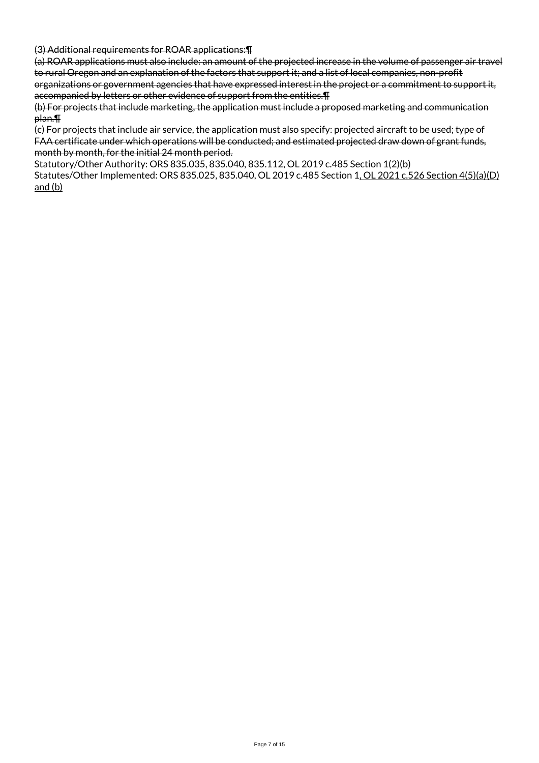~~(3) Additional requirements for ROAR applications:¶~~
~~(a) ROAR applications must also include: an amount of the projected increase in the volume of passenger air travel to rural Oregon and an explanation of the factors that support it; and a list of local companies, non-profit organizations or government agencies that have expressed interest in the project or a commitment to support it, accompanied by letters or other evidence of support from the entities.¶~~
~~(b) For projects that include marketing, the application must include a proposed marketing and communication plan.¶~~
~~(c) For projects that include air service, the application must also specify: projected aircraft to be used; type of FAA certificate under which operations will be conducted; and estimated projected draw down of grant funds, month by month, for the initial 24 month period.~~

Statutory/Other Authority: ORS 835.035, 835.040, 835.112, OL 2019 c.485 Section 1(2)(b)
Statutes/Other Implemented: ORS 835.025, 835.040, OL 2019 c.485 Section 1<u>, OL 2021 c.526 Section 4(5)(a)(D) and (b)</u>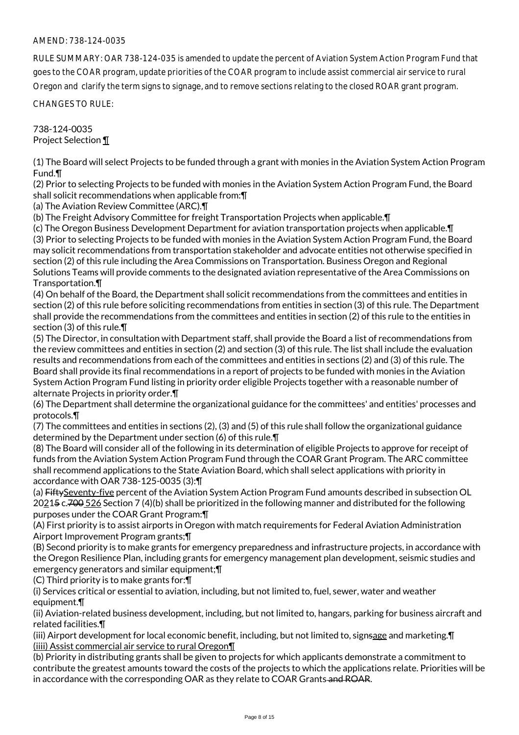AMEND: 738-124-0035

RULE SUMMARY: OAR 738-124-035 is amended to update the percent of Aviation System Action Program Fund that goes to the COAR program, update priorities of the COAR program to include assist commercial air service to rural Oregon and clarify the term signs to signage, and to remove sections relating to the closed ROAR grant program.

CHANGES TO RULE:

738-124-0035
Project Selection <u>¶</u>

(1) The Board will select Projects to be funded through a grant with monies in the Aviation System Action Program Fund.¶
(2) Prior to selecting Projects to be funded with monies in the Aviation System Action Program Fund, the Board shall solicit recommendations when applicable from:¶
(a) The Aviation Review Committee (ARC).¶
(b) The Freight Advisory Committee for freight Transportation Projects when applicable.¶
(c) The Oregon Business Development Department for aviation transportation projects when applicable.¶
(3) Prior to selecting Projects to be funded with monies in the Aviation System Action Program Fund, the Board may solicit recommendations from transportation stakeholder and advocate entities not otherwise specified in section (2) of this rule including the Area Commissions on Transportation. Business Oregon and Regional Solutions Teams will provide comments to the designated aviation representative of the Area Commissions on Transportation.¶
(4) On behalf of the Board, the Department shall solicit recommendations from the committees and entities in section (2) of this rule before soliciting recommendations from entities in section (3) of this rule. The Department shall provide the recommendations from the committees and entities in section (2) of this rule to the entities in section (3) of this rule.¶
(5) The Director, in consultation with Department staff, shall provide the Board a list of recommendations from the review committees and entities in section (2) and section (3) of this rule. The list shall include the evaluation results and recommendations from each of the committees and entities in sections (2) and (3) of this rule. The Board shall provide its final recommendations in a report of projects to be funded with monies in the Aviation System Action Program Fund listing in priority order eligible Projects together with a reasonable number of alternate Projects in priority order.¶
(6) The Department shall determine the organizational guidance for the committees' and entities' processes and protocols.¶
(7) The committees and entities in sections (2), (3) and (5) of this rule shall follow the organizational guidance determined by the Department under section (6) of this rule.¶
(8) The Board will consider all of the following in its determination of eligible Projects to approve for receipt of funds from the Aviation System Action Program Fund through the COAR Grant Program. The ARC committee shall recommend applications to the State Aviation Board, which shall select applications with priority in accordance with OAR 738-125-0035 (3):¶
(a) ~~Fifty~~<u>Seventy-five</u> percent of the Aviation System Action Program Fund amounts described in subsection OL 20<u>2</u>1~~5~~ c.~~700~~ <u>526</u> Section 7 (4)(b) shall be prioritized in the following manner and distributed for the following purposes under the COAR Grant Program:¶
(A) First priority is to assist airports in Oregon with match requirements for Federal Aviation Administration Airport Improvement Program grants;¶
(B) Second priority is to make grants for emergency preparedness and infrastructure projects, in accordance with the Oregon Resilience Plan, including grants for emergency management plan development, seismic studies and emergency generators and similar equipment;¶
(C) Third priority is to make grants for:¶
(i) Services critical or essential to aviation, including, but not limited to, fuel, sewer, water and weather equipment.¶
(ii) Aviation-related business development, including, but not limited to, hangars, parking for business aircraft and related facilities.¶
(iii) Airport development for local economic benefit, including, but not limited to, sign~~s~~<u>age</u> and marketing.¶
<u>(iiii) Assist commercial air service to rural Oregon¶</u>
(b) Priority in distributing grants shall be given to projects for which applicants demonstrate a commitment to contribute the greatest amounts toward the costs of the projects to which the applications relate. Priorities will be in accordance with the corresponding OAR as they relate to COAR Grants~~ and ROAR~~.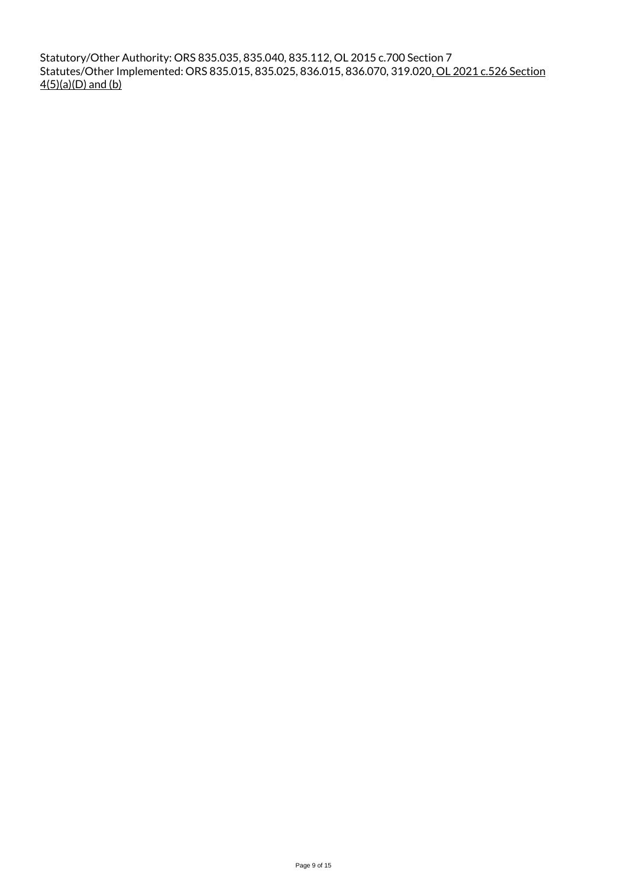Statutory/Other Authority: ORS 835.035, 835.040, 835.112, OL 2015 c.700 Section 7
Statutes/Other Implemented: ORS 835.015, 835.025, 836.015, 836.070, 319.020, OL 2021 c.526 Section 4(5)(a)(D) and (b)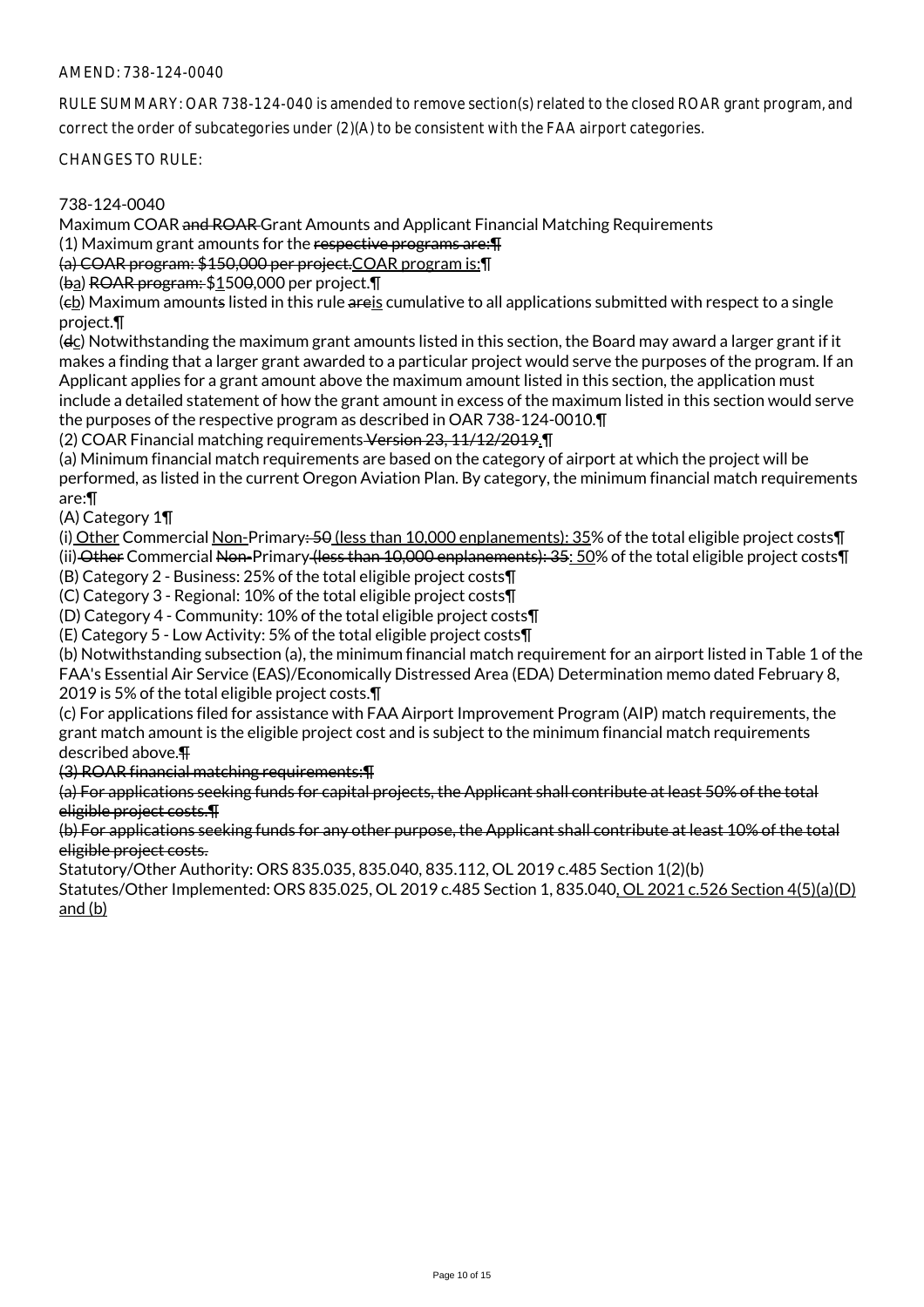AMEND: 738-124-0040

RULE SUMMARY: OAR 738-124-040 is amended to remove section(s) related to the closed ROAR grant program, and correct the order of subcategories under (2)(A) to be consistent with the FAA airport categories.

CHANGES TO RULE:

738-124-0040
Maximum COAR ~~and ROAR~~ Grant Amounts and Applicant Financial Matching Requirements
(1) Maximum grant amounts for the ~~respective programs are:¶~~
~~(a) COAR program: $150,000 per project.~~COAR program is:¶
(~~b~~a) ~~ROAR program:~~ $~~1~~1500,000 per project.¶
(~~c~~b) Maximum amount~~s~~ listed in this rule ~~are~~is cumulative to all applications submitted with respect to a single project.¶
(~~d~~c) Notwithstanding the maximum grant amounts listed in this section, the Board may award a larger grant if it makes a finding that a larger grant awarded to a particular project would serve the purposes of the program. If an Applicant applies for a grant amount above the maximum amount listed in this section, the application must include a detailed statement of how the grant amount in excess of the maximum listed in this section would serve the purposes of the respective program as described in OAR 738-124-0010.¶
(2) COAR Financial matching requirements ~~Version 23, 11/12/2019~~.¶
(a) Minimum financial match requirements are based on the category of airport at which the project will be performed, as listed in the current Oregon Aviation Plan. By category, the minimum financial match requirements are:¶
(A) Category 1¶
(i) Other Commercial Non-Primary~~: 50~~ (less than 10,000 enplanements): 35% of the total eligible project costs¶
(ii) ~~Other~~ Commercial ~~Non-~~Primary ~~(less than 10,000 enplanements): 35~~: 50% of the total eligible project costs¶
(B) Category 2 - Business: 25% of the total eligible project costs¶
(C) Category 3 - Regional: 10% of the total eligible project costs¶
(D) Category 4 - Community: 10% of the total eligible project costs¶
(E) Category 5 - Low Activity: 5% of the total eligible project costs¶
(b) Notwithstanding subsection (a), the minimum financial match requirement for an airport listed in Table 1 of the FAA's Essential Air Service (EAS)/Economically Distressed Area (EDA) Determination memo dated February 8, 2019 is 5% of the total eligible project costs.¶
(c) For applications filed for assistance with FAA Airport Improvement Program (AIP) match requirements, the grant match amount is the eligible project cost and is subject to the minimum financial match requirements described above.~~¶~~
~~(3) ROAR financial matching requirements:¶~~
~~(a) For applications seeking funds for capital projects, the Applicant shall contribute at least 50% of the total eligible project costs.¶~~
~~(b) For applications seeking funds for any other purpose, the Applicant shall contribute at least 10% of the total eligible project costs.~~
Statutory/Other Authority: ORS 835.035, 835.040, 835.112, OL 2019 c.485 Section 1(2)(b)
Statutes/Other Implemented: ORS 835.025, OL 2019 c.485 Section 1, 835.040, OL 2021 c.526 Section 4(5)(a)(D) and (b)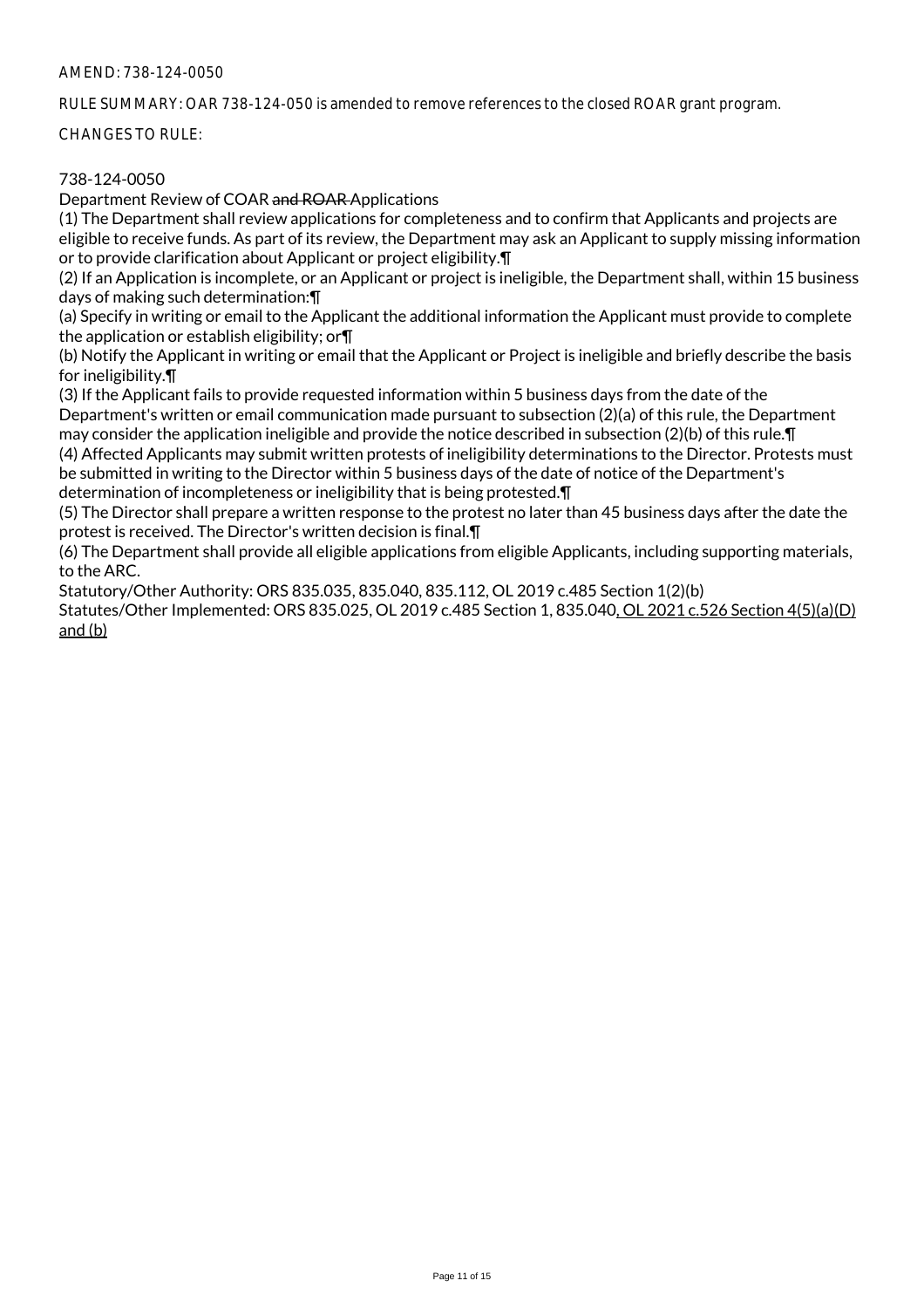AMEND: 738-124-0050

RULE SUMMARY: OAR 738-124-050 is amended to remove references to the closed ROAR grant program.

CHANGES TO RULE:

738-124-0050

Department Review of COAR ~~and ROAR~~ Applications

(1) The Department shall review applications for completeness and to confirm that Applicants and projects are eligible to receive funds. As part of its review, the Department may ask an Applicant to supply missing information or to provide clarification about Applicant or project eligibility.¶

(2) If an Application is incomplete, or an Applicant or project is ineligible, the Department shall, within 15 business days of making such determination:¶

(a) Specify in writing or email to the Applicant the additional information the Applicant must provide to complete the application or establish eligibility; or¶

(b) Notify the Applicant in writing or email that the Applicant or Project is ineligible and briefly describe the basis for ineligibility.¶

(3) If the Applicant fails to provide requested information within 5 business days from the date of the Department's written or email communication made pursuant to subsection (2)(a) of this rule, the Department may consider the application ineligible and provide the notice described in subsection (2)(b) of this rule.¶

(4) Affected Applicants may submit written protests of ineligibility determinations to the Director. Protests must be submitted in writing to the Director within 5 business days of the date of notice of the Department's determination of incompleteness or ineligibility that is being protested.¶

(5) The Director shall prepare a written response to the protest no later than 45 business days after the date the protest is received. The Director's written decision is final.¶

(6) The Department shall provide all eligible applications from eligible Applicants, including supporting materials, to the ARC.

Statutory/Other Authority: ORS 835.035, 835.040, 835.112, OL 2019 c.485 Section 1(2)(b)

Statutes/Other Implemented: ORS 835.025, OL 2019 c.485 Section 1, 835.040<u>, OL 2021 c.526 Section 4(5)(a)(D) and (b)</u>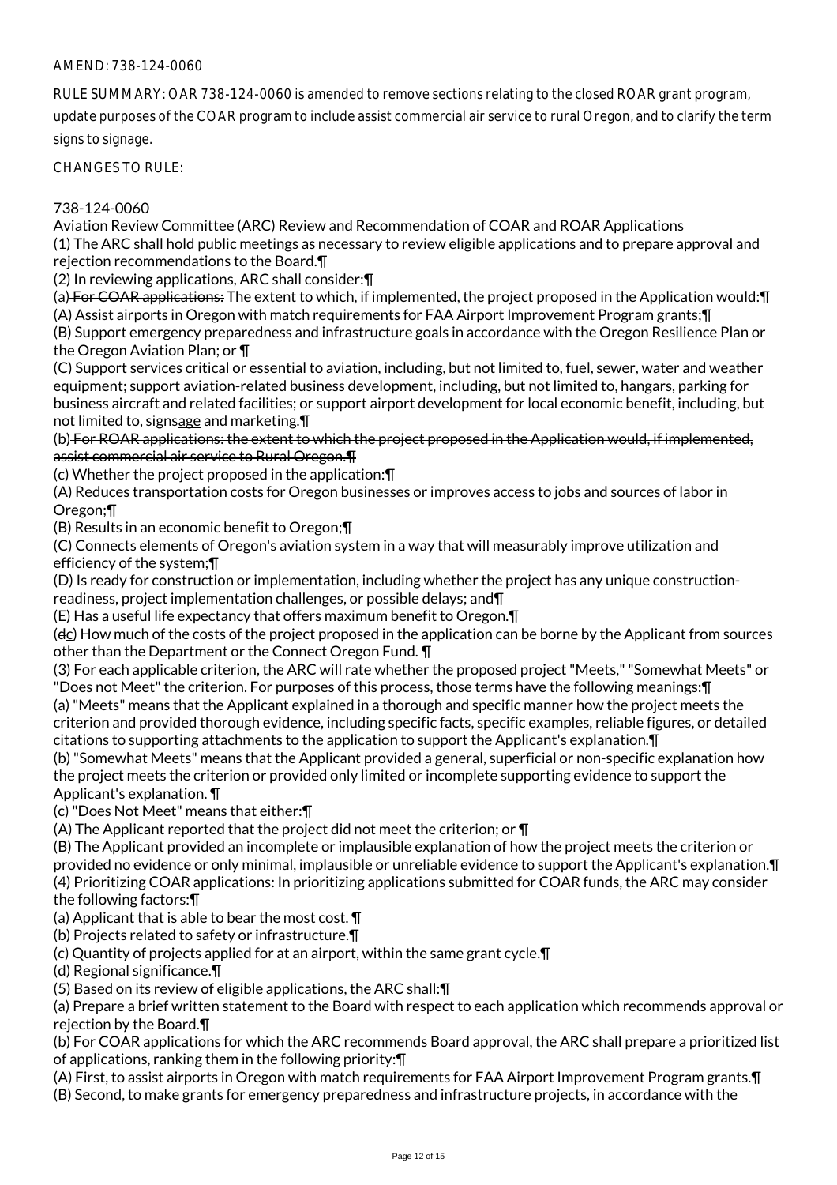AMEND: 738-124-0060

RULE SUMMARY: OAR 738-124-0060 is amended to remove sections relating to the closed ROAR grant program, update purposes of the COAR program to include assist commercial air service to rural Oregon, and to clarify the term signs to signage.

CHANGES TO RULE:

738-124-0060
Aviation Review Committee (ARC) Review and Recommendation of COAR ~~and ROAR~~ Applications
(1) The ARC shall hold public meetings as necessary to review eligible applications and to prepare approval and rejection recommendations to the Board.¶
(2) In reviewing applications, ARC shall consider:¶
(a) ~~For COAR applications:~~ The extent to which, if implemented, the project proposed in the Application would:¶
(A) Assist airports in Oregon with match requirements for FAA Airport Improvement Program grants;¶
(B) Support emergency preparedness and infrastructure goals in accordance with the Oregon Resilience Plan or the Oregon Aviation Plan; or ¶
(C) Support services critical or essential to aviation, including, but not limited to, fuel, sewer, water and weather equipment; support aviation-related business development, including, but not limited to, hangars, parking for business aircraft and related facilities; or support airport development for local economic benefit, including, but not limited to, sign~~s~~age and marketing.¶
(b) ~~For ROAR applications: the extent to which the project proposed in the Application would, if implemented, assist commercial air service to Rural Oregon.¶~~
~~(c)~~ Whether the project proposed in the application:¶
(A) Reduces transportation costs for Oregon businesses or improves access to jobs and sources of labor in Oregon;¶
(B) Results in an economic benefit to Oregon;¶
(C) Connects elements of Oregon's aviation system in a way that will measurably improve utilization and efficiency of the system;¶
(D) Is ready for construction or implementation, including whether the project has any unique construction-readiness, project implementation challenges, or possible delays; and¶
(E) Has a useful life expectancy that offers maximum benefit to Oregon.¶
(~~d~~c) How much of the costs of the project proposed in the application can be borne by the Applicant from sources other than the Department or the Connect Oregon Fund. ¶
(3) For each applicable criterion, the ARC will rate whether the proposed project "Meets," "Somewhat Meets" or "Does not Meet" the criterion. For purposes of this process, those terms have the following meanings:¶
(a) "Meets" means that the Applicant explained in a thorough and specific manner how the project meets the criterion and provided thorough evidence, including specific facts, specific examples, reliable figures, or detailed citations to supporting attachments to the application to support the Applicant's explanation.¶
(b) "Somewhat Meets" means that the Applicant provided a general, superficial or non-specific explanation how the project meets the criterion or provided only limited or incomplete supporting evidence to support the Applicant's explanation. ¶
(c) "Does Not Meet" means that either:¶
(A) The Applicant reported that the project did not meet the criterion; or ¶
(B) The Applicant provided an incomplete or implausible explanation of how the project meets the criterion or provided no evidence or only minimal, implausible or unreliable evidence to support the Applicant's explanation.¶
(4) Prioritizing COAR applications: In prioritizing applications submitted for COAR funds, the ARC may consider the following factors:¶
(a) Applicant that is able to bear the most cost. ¶
(b) Projects related to safety or infrastructure.¶
(c) Quantity of projects applied for at an airport, within the same grant cycle.¶
(d) Regional significance.¶
(5) Based on its review of eligible applications, the ARC shall:¶
(a) Prepare a brief written statement to the Board with respect to each application which recommends approval or rejection by the Board.¶
(b) For COAR applications for which the ARC recommends Board approval, the ARC shall prepare a prioritized list of applications, ranking them in the following priority:¶
(A) First, to assist airports in Oregon with match requirements for FAA Airport Improvement Program grants.¶
(B) Second, to make grants for emergency preparedness and infrastructure projects, in accordance with the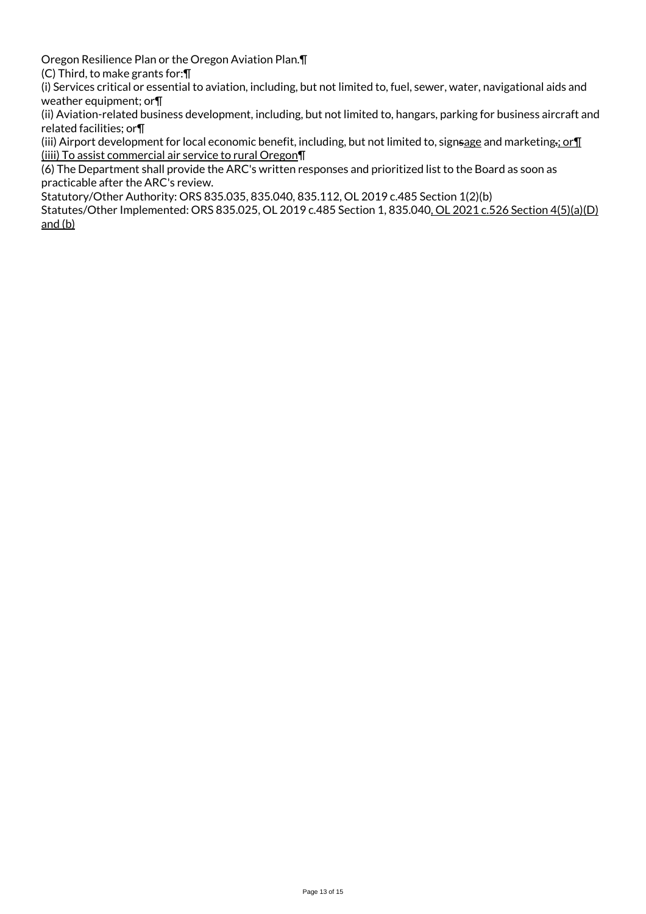Oregon Resilience Plan or the Oregon Aviation Plan.¶

(C) Third, to make grants for:¶

(i) Services critical or essential to aviation, including, but not limited to, fuel, sewer, water, navigational aids and weather equipment; or¶

(ii) Aviation-related business development, including, but not limited to, hangars, parking for business aircraft and related facilities; or¶

(iii) Airport development for local economic benefit, including, but not limited to, ~~signs~~<u>signage</u> and marketing~~.~~<u>; or</u>¶

<u>(iiii) To assist commercial air service to rural Oregon</u>¶

(6) The Department shall provide the ARC's written responses and prioritized list to the Board as soon as practicable after the ARC's review.

Statutory/Other Authority: ORS 835.035, 835.040, 835.112, OL 2019 c.485 Section 1(2)(b)

Statutes/Other Implemented: ORS 835.025, OL 2019 c.485 Section 1, 835.040<u>, OL 2021 c.526 Section 4(5)(a)(D) and (b)</u>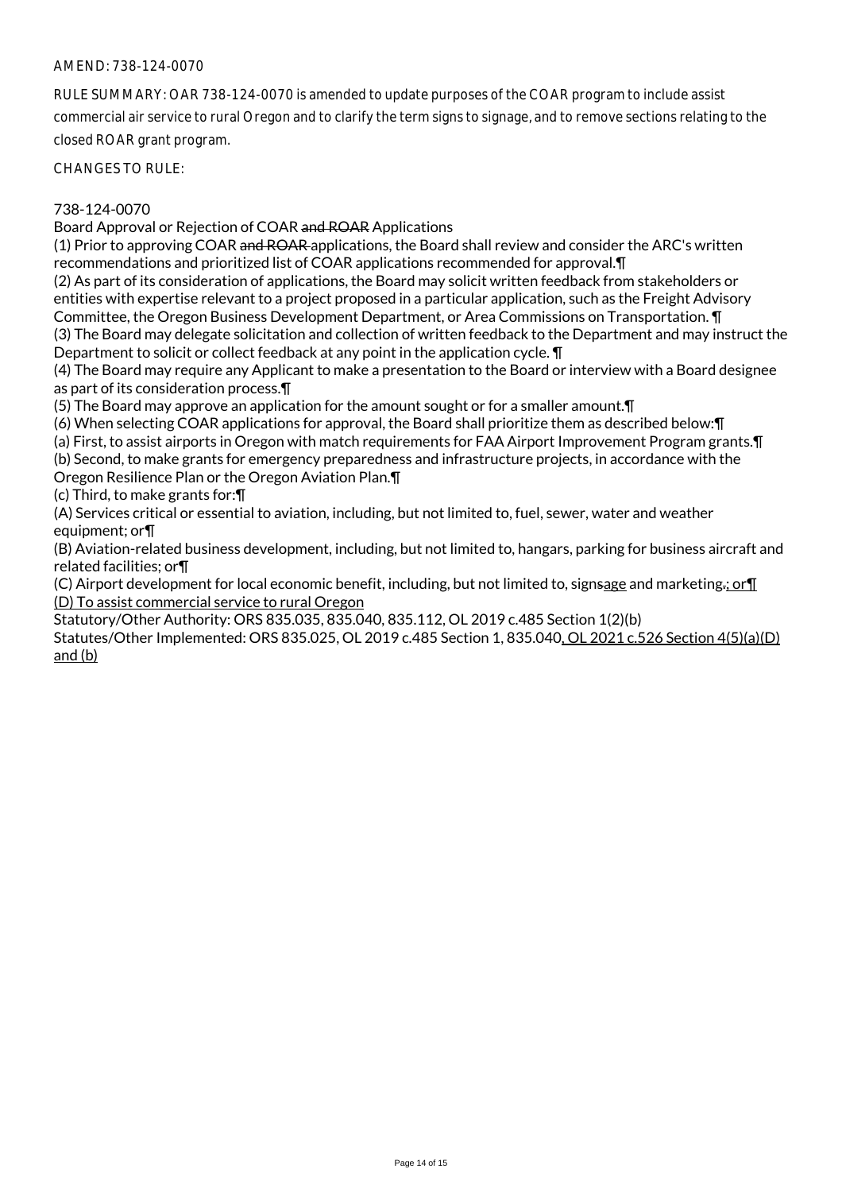AMEND: 738-124-0070

RULE SUMMARY: OAR 738-124-0070 is amended to update purposes of the COAR program to include assist commercial air service to rural Oregon and to clarify the term signs to signage, and to remove sections relating to the closed ROAR grant program.

CHANGES TO RULE:

738-124-0070
Board Approval or Rejection of COAR ~~and ROAR~~ Applications
(1) Prior to approving COAR ~~and ROAR~~ applications, the Board shall review and consider the ARC's written recommendations and prioritized list of COAR applications recommended for approval.¶
(2) As part of its consideration of applications, the Board may solicit written feedback from stakeholders or entities with expertise relevant to a project proposed in a particular application, such as the Freight Advisory Committee, the Oregon Business Development Department, or Area Commissions on Transportation. ¶
(3) The Board may delegate solicitation and collection of written feedback to the Department and may instruct the Department to solicit or collect feedback at any point in the application cycle. ¶
(4) The Board may require any Applicant to make a presentation to the Board or interview with a Board designee as part of its consideration process.¶
(5) The Board may approve an application for the amount sought or for a smaller amount.¶
(6) When selecting COAR applications for approval, the Board shall prioritize them as described below:¶
(a) First, to assist airports in Oregon with match requirements for FAA Airport Improvement Program grants.¶
(b) Second, to make grants for emergency preparedness and infrastructure projects, in accordance with the Oregon Resilience Plan or the Oregon Aviation Plan.¶
(c) Third, to make grants for:¶
(A) Services critical or essential to aviation, including, but not limited to, fuel, sewer, water and weather equipment; or¶
(B) Aviation-related business development, including, but not limited to, hangars, parking for business aircraft and related facilities; or¶
(C) Airport development for local economic benefit, including, but not limited to, sign~~s~~<u>age</u> and marketing~~.~~<u>; or¶</u>
<u>(D) To assist commercial service to rural Oregon</u>
Statutory/Other Authority: ORS 835.035, 835.040, 835.112, OL 2019 c.485 Section 1(2)(b)
Statutes/Other Implemented: ORS 835.025, OL 2019 c.485 Section 1, 835.040<u>, OL 2021 c.526 Section 4(5)(a)(D) and (b)</u>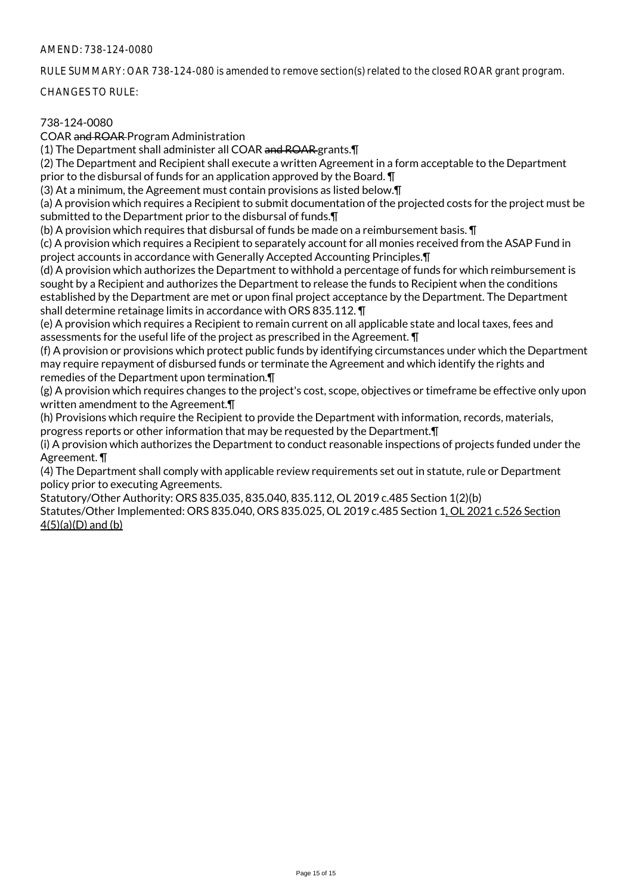AMEND: 738-124-0080

RULE SUMMARY: OAR 738-124-080 is amended to remove section(s) related to the closed ROAR grant program.

CHANGES TO RULE:

738-124-0080
COAR ~~and ROAR~~ Program Administration
(1) The Department shall administer all COAR ~~and ROAR~~ grants.¶
(2) The Department and Recipient shall execute a written Agreement in a form acceptable to the Department prior to the disbursal of funds for an application approved by the Board. ¶
(3) At a minimum, the Agreement must contain provisions as listed below.¶
(a) A provision which requires a Recipient to submit documentation of the projected costs for the project must be submitted to the Department prior to the disbursal of funds.¶
(b) A provision which requires that disbursal of funds be made on a reimbursement basis. ¶
(c) A provision which requires a Recipient to separately account for all monies received from the ASAP Fund in project accounts in accordance with Generally Accepted Accounting Principles.¶
(d) A provision which authorizes the Department to withhold a percentage of funds for which reimbursement is sought by a Recipient and authorizes the Department to release the funds to Recipient when the conditions established by the Department are met or upon final project acceptance by the Department. The Department shall determine retainage limits in accordance with ORS 835.112. ¶
(e) A provision which requires a Recipient to remain current on all applicable state and local taxes, fees and assessments for the useful life of the project as prescribed in the Agreement. ¶
(f) A provision or provisions which protect public funds by identifying circumstances under which the Department may require repayment of disbursed funds or terminate the Agreement and which identify the rights and remedies of the Department upon termination.¶
(g) A provision which requires changes to the project's cost, scope, objectives or timeframe be effective only upon written amendment to the Agreement.¶
(h) Provisions which require the Recipient to provide the Department with information, records, materials, progress reports or other information that may be requested by the Department.¶
(i) A provision which authorizes the Department to conduct reasonable inspections of projects funded under the Agreement. ¶
(4) The Department shall comply with applicable review requirements set out in statute, rule or Department policy prior to executing Agreements.
Statutory/Other Authority: ORS 835.035, 835.040, 835.112, OL 2019 c.485 Section 1(2)(b)
Statutes/Other Implemented: ORS 835.040, ORS 835.025, OL 2019 c.485 Section 1<u>, OL 2021 c.526 Section 4(5)(a)(D) and (b)</u>